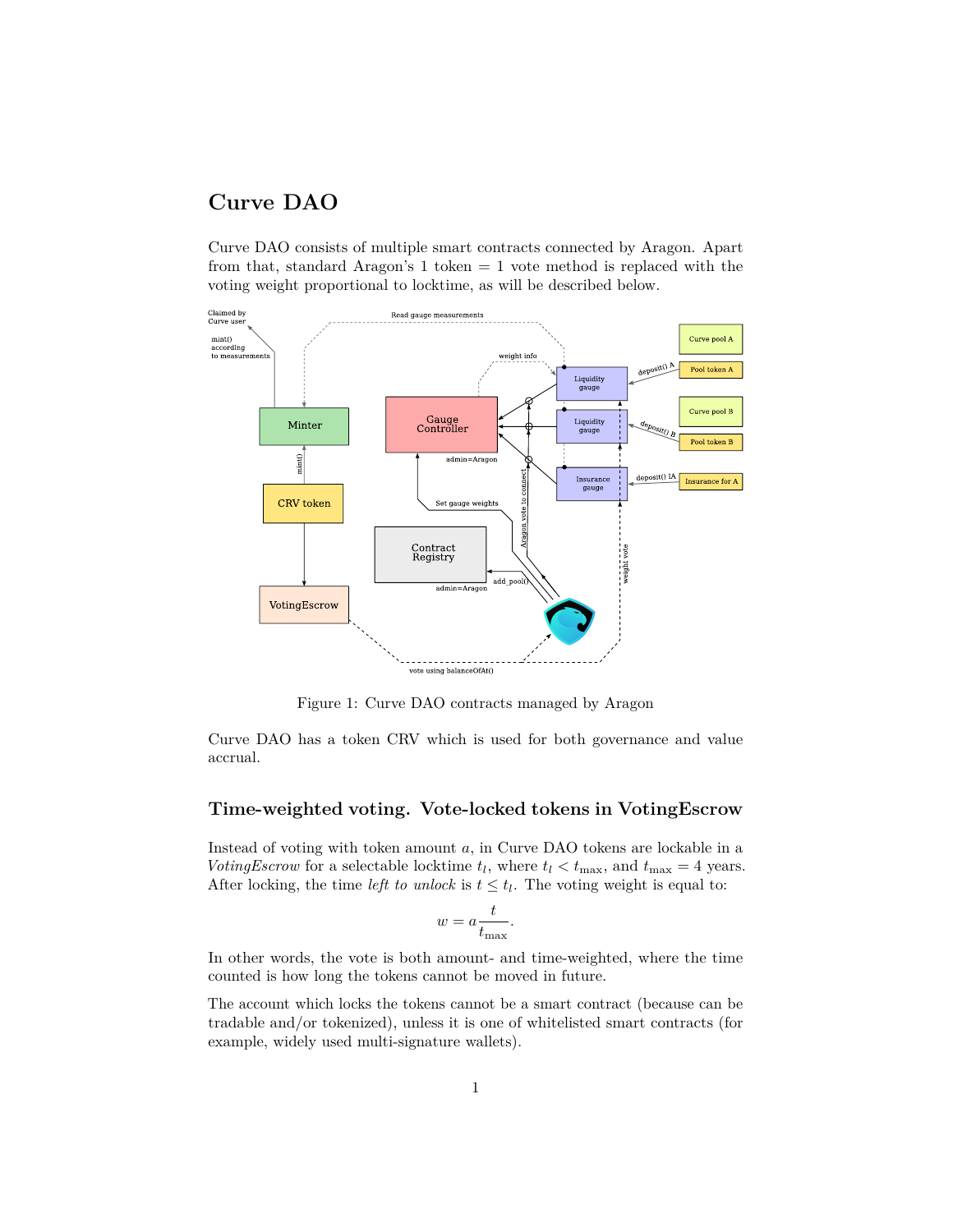# Curve DAO

Curve DAO consists of multiple smart contracts connected by Aragon. Apart from that, standard Aragon's 1 token = 1 vote method is replaced with the voting weight proportional to locktime, as will be described below.

Figure 1: Curve DAO contracts managed by Aragon

Curve DAO has a token CRV which is used for both governance and value accrual.

## Time-weighted voting. Vote-locked tokens in VotingEscrow

Instead of voting with token amount $a$, in Curve DAO tokens are lockable in a *VotingEscrow* for a selectable locktime $t_l$, where $t_l < t_{\max}$, and $t_{\max} = 4$ years. After locking, the time *left to unlock* is $t \le t_l$. The voting weight is equal to:

$$w = a \frac{t}{t_{\max}}.$$

In other words, the vote is both amount- and time-weighted, where the time counted is how long the tokens cannot be moved in future.

The account which locks the tokens cannot be a smart contract (because can be tradable and/or tokenized), unless it is one of whitelisted smart contracts (for example, widely used multi-signature wallets).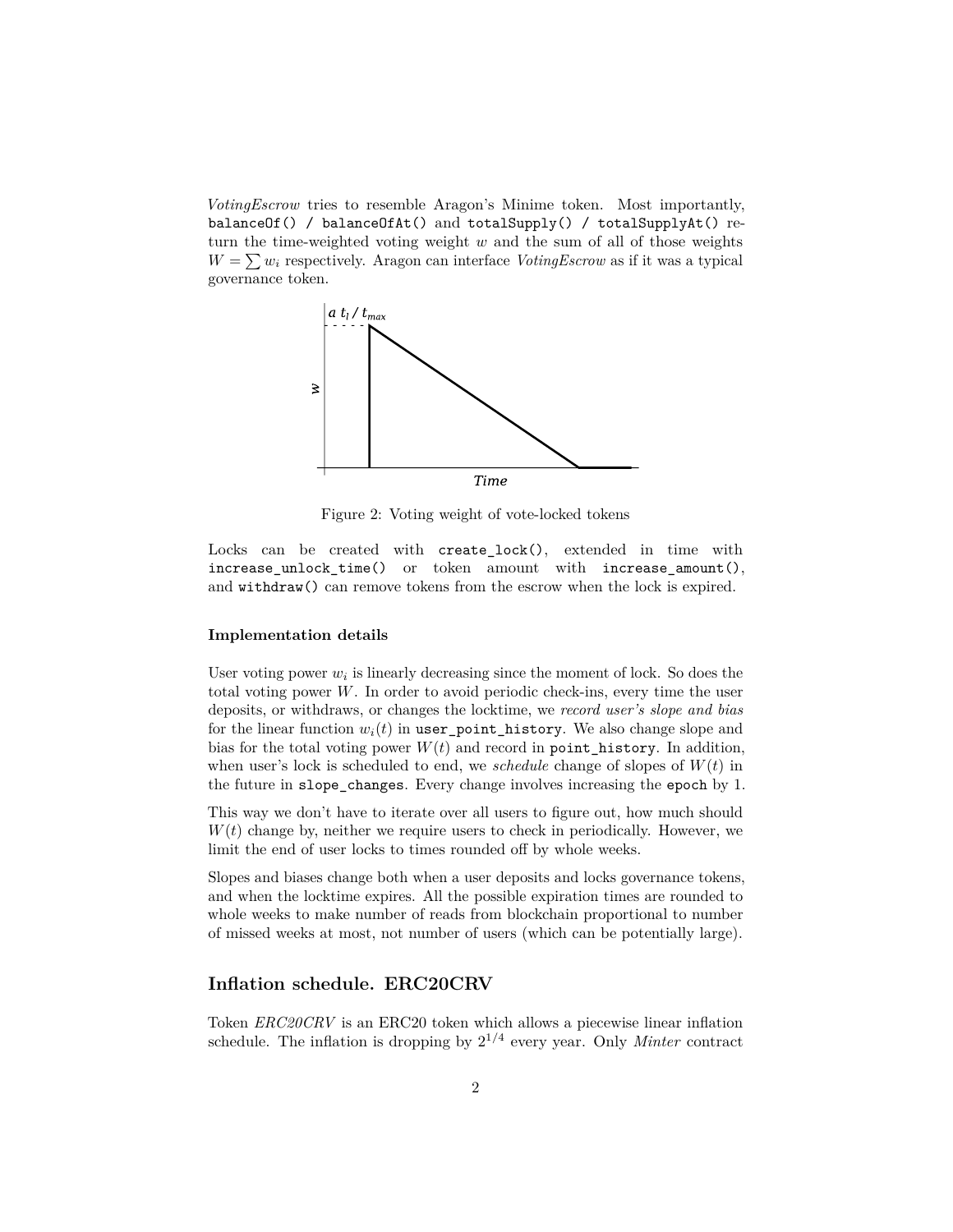*VotingEscrow* tries to resemble Aragon's Minime token. Most importantly, `balanceOf() / balanceOfAt()` and `totalSupply() / totalSupplyAt()` return the time-weighted voting weight $w$ and the sum of all of those weights $W = \sum w_i$ respectively. Aragon can interface *VotingEscrow* as if it was a typical governance token.

Figure 2: Voting weight of vote-locked tokens

Locks can be created with `create_lock()`, extended in time with `increase_unlock_time()` or token amount with `increase_amount()`, and `withdraw()` can remove tokens from the escrow when the lock is expired.

#### Implementation details

User voting power $w_i$ is linearly decreasing since the moment of lock. So does the total voting power $W$. In order to avoid periodic check-ins, every time the user deposits, or withdraws, or changes the locktime, we *record user's slope and bias* for the linear function $w_i(t)$ in `user_point_history`. We also change slope and bias for the total voting power $W(t)$ and record in `point_history`. In addition, when user's lock is scheduled to end, we *schedule* change of slopes of $W(t)$ in the future in `slope_changes`. Every change involves increasing the `epoch` by 1.

This way we don't have to iterate over all users to figure out, how much should $W(t)$ change by, neither we require users to check in periodically. However, we limit the end of user locks to times rounded off by whole weeks.

Slopes and biases change both when a user deposits and locks governance tokens, and when the locktime expires. All the possible expiration times are rounded to whole weeks to make number of reads from blockchain proportional to number of missed weeks at most, not number of users (which can be potentially large).

## Inflation schedule. ERC20CRV

Token *ERC20CRV* is an ERC20 token which allows a piecewise linear inflation schedule. The inflation is dropping by $2^{1/4}$ every year. Only *Minter* contract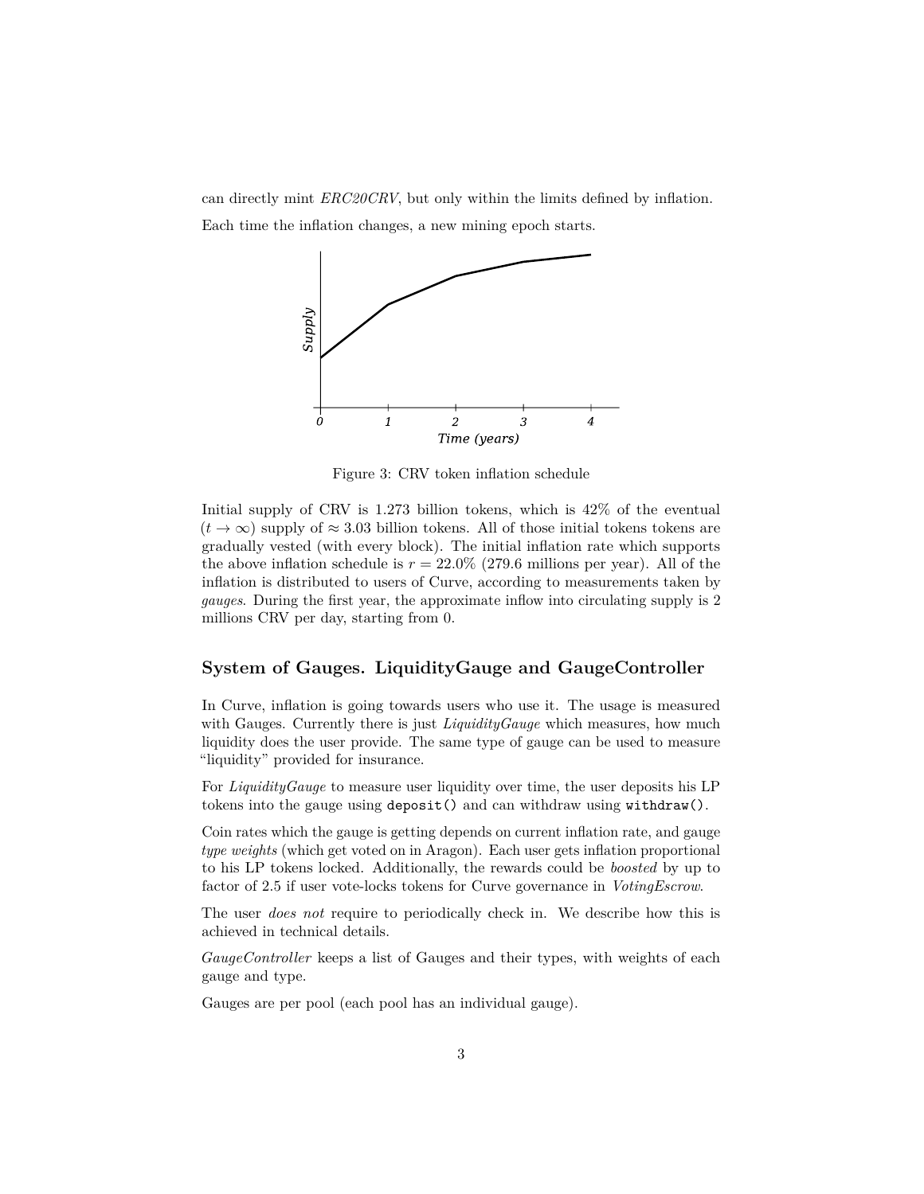can directly mint *ERC20CRV*, but only within the limits defined by inflation.

Each time the inflation changes, a new mining epoch starts.

Figure 3: CRV token inflation schedule

Initial supply of CRV is 1.273 billion tokens, which is 42% of the eventual ($t \to \infty$) supply of $\approx 3.03$ billion tokens. All of those initial tokens tokens are gradually vested (with every block). The initial inflation rate which supports the above inflation schedule is $r = 22.0\%$ (279.6 millions per year). All of the inflation is distributed to users of Curve, according to measurements taken by *gauges*. During the first year, the approximate inflow into circulating supply is 2 millions CRV per day, starting from 0.

## System of Gauges. LiquidityGauge and GaugeController

In Curve, inflation is going towards users who use it. The usage is measured with Gauges. Currently there is just *LiquidityGauge* which measures, how much liquidity does the user provide. The same type of gauge can be used to measure "liquidity" provided for insurance.

For *LiquidityGauge* to measure user liquidity over time, the user deposits his LP tokens into the gauge using `deposit()` and can withdraw using `withdraw()`.

Coin rates which the gauge is getting depends on current inflation rate, and gauge *type weights* (which get voted on in Aragon). Each user gets inflation proportional to his LP tokens locked. Additionally, the rewards could be *boosted* by up to factor of 2.5 if user vote-locks tokens for Curve governance in *VotingEscrow*.

The user *does not* require to periodically check in. We describe how this is achieved in technical details.

*GaugeController* keeps a list of Gauges and their types, with weights of each gauge and type.

Gauges are per pool (each pool has an individual gauge).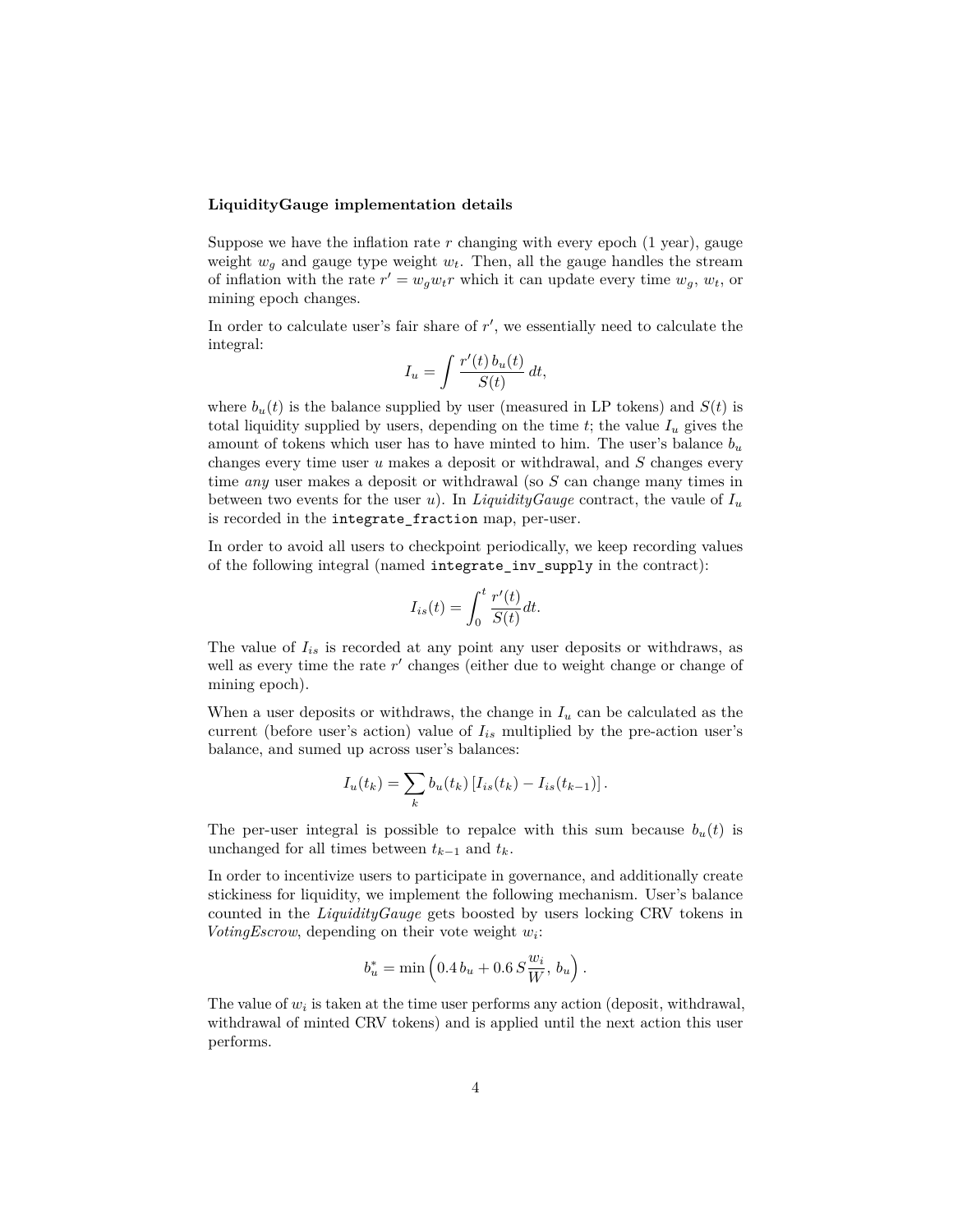### LiquidityGauge implementation details

Suppose we have the inflation rate $r$ changing with every epoch (1 year), gauge weight $w_g$ and gauge type weight $w_t$. Then, all the gauge handles the stream of inflation with the rate $r' = w_g w_t r$ which it can update every time $w_g$, $w_t$, or mining epoch changes.

In order to calculate user's fair share of $r'$, we essentially need to calculate the integral:

$$I_u = \int \frac{r'(t)\, b_u(t)}{S(t)}\, dt,$$

where $b_u(t)$ is the balance supplied by user (measured in LP tokens) and $S(t)$ is total liquidity supplied by users, depending on the time $t$; the value $I_u$ gives the amount of tokens which user has to have minted to him. The user's balance $b_u$ changes every time user $u$ makes a deposit or withdrawal, and $S$ changes every time *any* user makes a deposit or withdrawal (so $S$ can change many times in between two events for the user $u$). In *LiquidityGauge* contract, the vaule of $I_u$ is recorded in the `integrate_fraction` map, per-user.

In order to avoid all users to checkpoint periodically, we keep recording values of the following integral (named `integrate_inv_supply` in the contract):

$$I_{is}(t) = \int_0^t \frac{r'(t)}{S(t)} dt.$$

The value of $I_{is}$ is recorded at any point any user deposits or withdraws, as well as every time the rate $r'$ changes (either due to weight change or change of mining epoch).

When a user deposits or withdraws, the change in $I_u$ can be calculated as the current (before user's action) value of $I_{is}$ multiplied by the pre-action user's balance, and sumed up across user's balances:

$$I_u(t_k) = \sum_k b_u(t_k) \left[ I_{is}(t_k) - I_{is}(t_{k-1}) \right].$$

The per-user integral is possible to repalce with this sum because $b_u(t)$ is unchanged for all times between $t_{k-1}$ and $t_k$.

In order to incentivize users to participate in governance, and additionally create stickiness for liquidity, we implement the following mechanism. User's balance counted in the *LiquidityGauge* gets boosted by users locking CRV tokens in *VotingEscrow*, depending on their vote weight $w_i$:

$$b_u^* = \min\left( 0.4\, b_u + 0.6\, S \frac{w_i}{W},\, b_u \right).$$

The value of $w_i$ is taken at the time user performs any action (deposit, withdrawal, withdrawal of minted CRV tokens) and is applied until the next action this user performs.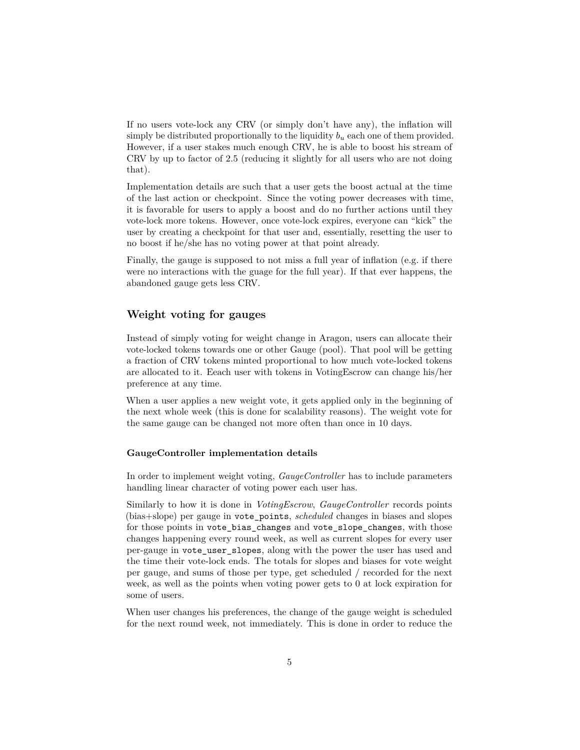If no users vote-lock any CRV (or simply don't have any), the inflation will simply be distributed proportionally to the liquidity $b_u$ each one of them provided. However, if a user stakes much enough CRV, he is able to boost his stream of CRV by up to factor of 2.5 (reducing it slightly for all users who are not doing that).

Implementation details are such that a user gets the boost actual at the time of the last action or checkpoint. Since the voting power decreases with time, it is favorable for users to apply a boost and do no further actions until they vote-lock more tokens. However, once vote-lock expires, everyone can "kick" the user by creating a checkpoint for that user and, essentially, resetting the user to no boost if he/she has no voting power at that point already.

Finally, the gauge is supposed to not miss a full year of inflation (e.g. if there were no interactions with the guage for the full year). If that ever happens, the abandoned gauge gets less CRV.

## Weight voting for gauges

Instead of simply voting for weight change in Aragon, users can allocate their vote-locked tokens towards one or other Gauge (pool). That pool will be getting a fraction of CRV tokens minted proportional to how much vote-locked tokens are allocated to it. Eeach user with tokens in VotingEscrow can change his/her preference at any time.

When a user applies a new weight vote, it gets applied only in the beginning of the next whole week (this is done for scalability reasons). The weight vote for the same gauge can be changed not more often than once in 10 days.

### GaugeController implementation details

In order to implement weight voting, *GaugeController* has to include parameters handling linear character of voting power each user has.

Similarly to how it is done in *VotingEscrow*, *GaugeController* records points (bias+slope) per gauge in `vote_points`, *scheduled* changes in biases and slopes for those points in `vote_bias_changes` and `vote_slope_changes`, with those changes happening every round week, as well as current slopes for every user per-gauge in `vote_user_slopes`, along with the power the user has used and the time their vote-lock ends. The totals for slopes and biases for vote weight per gauge, and sums of those per type, get scheduled / recorded for the next week, as well as the points when voting power gets to 0 at lock expiration for some of users.

When user changes his preferences, the change of the gauge weight is scheduled for the next round week, not immediately. This is done in order to reduce the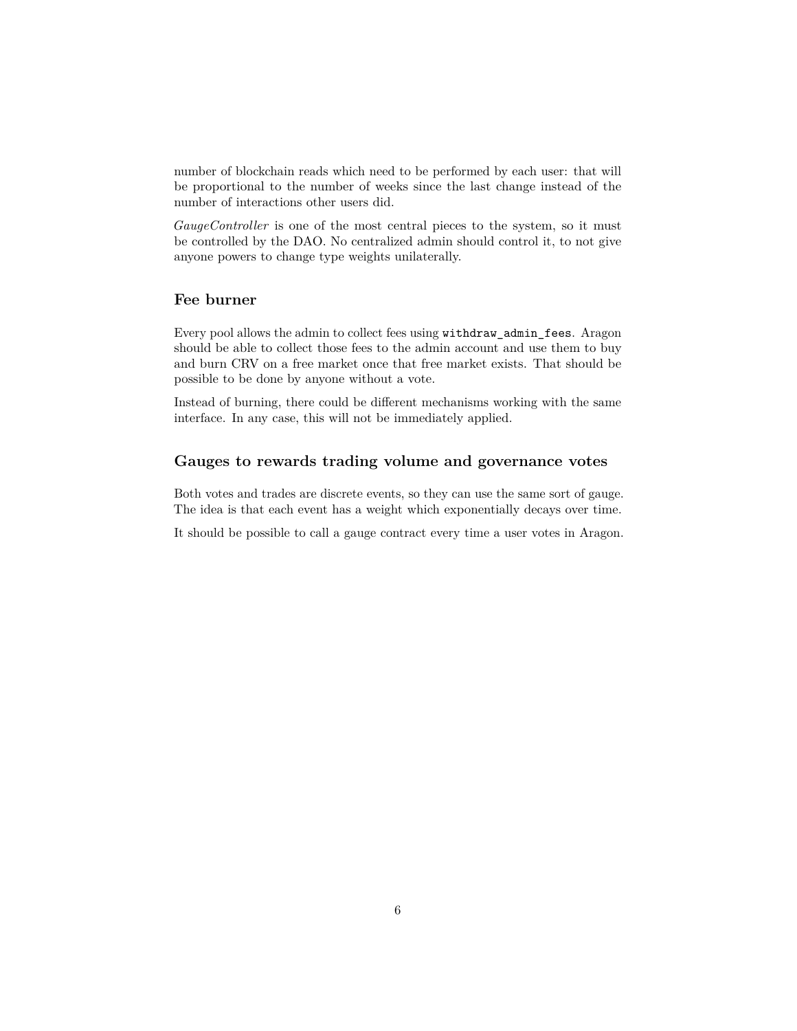number of blockchain reads which need to be performed by each user: that will be proportional to the number of weeks since the last change instead of the number of interactions other users did.

*GaugeController* is one of the most central pieces to the system, so it must be controlled by the DAO. No centralized admin should control it, to not give anyone powers to change type weights unilaterally.

## Fee burner

Every pool allows the admin to collect fees using `withdraw_admin_fees`. Aragon should be able to collect those fees to the admin account and use them to buy and burn CRV on a free market once that free market exists. That should be possible to be done by anyone without a vote.

Instead of burning, there could be different mechanisms working with the same interface. In any case, this will not be immediately applied.

## Gauges to rewards trading volume and governance votes

Both votes and trades are discrete events, so they can use the same sort of gauge. The idea is that each event has a weight which exponentially decays over time.

It should be possible to call a gauge contract every time a user votes in Aragon.